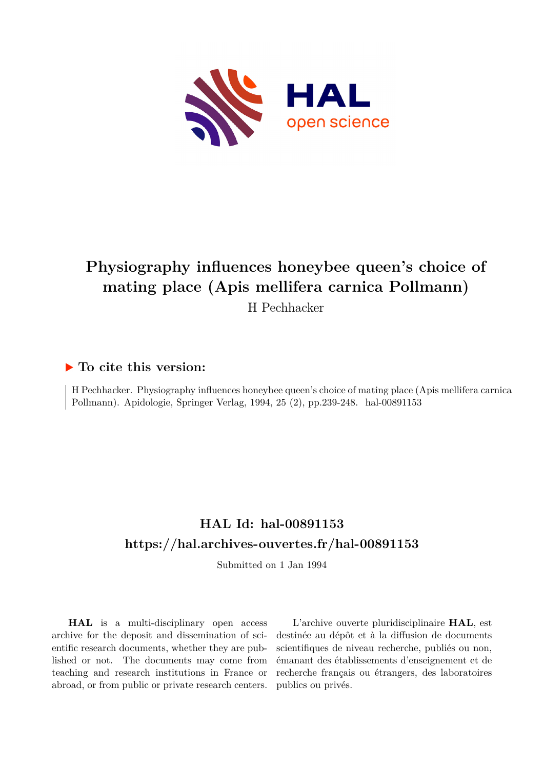# Physiography influences honeybee queen's choice of mating place (Apis mellifera carnica Pollmann)

H Pechhacker

## ▶ To cite this version:

H Pechhacker. Physiography influences honeybee queen's choice of mating place (Apis mellifera carnica Pollmann). Apidologie, Springer Verlag, 1994, 25 (2), pp.239-248. hal-00891153

## HAL Id: hal-00891153

## https://hal.archives-ouvertes.fr/hal-00891153

Submitted on 1 Jan 1994

**HAL** is a multi-disciplinary open access archive for the deposit and dissemination of scientific research documents, whether they are published or not. The documents may come from teaching and research institutions in France or abroad, or from public or private research centers.

L'archive ouverte pluridisciplinaire **HAL**, est destinée au dépôt et à la diffusion de documents scientifiques de niveau recherche, publiés ou non, émanant des établissements d'enseignement et de recherche français ou étrangers, des laboratoires publics ou privés.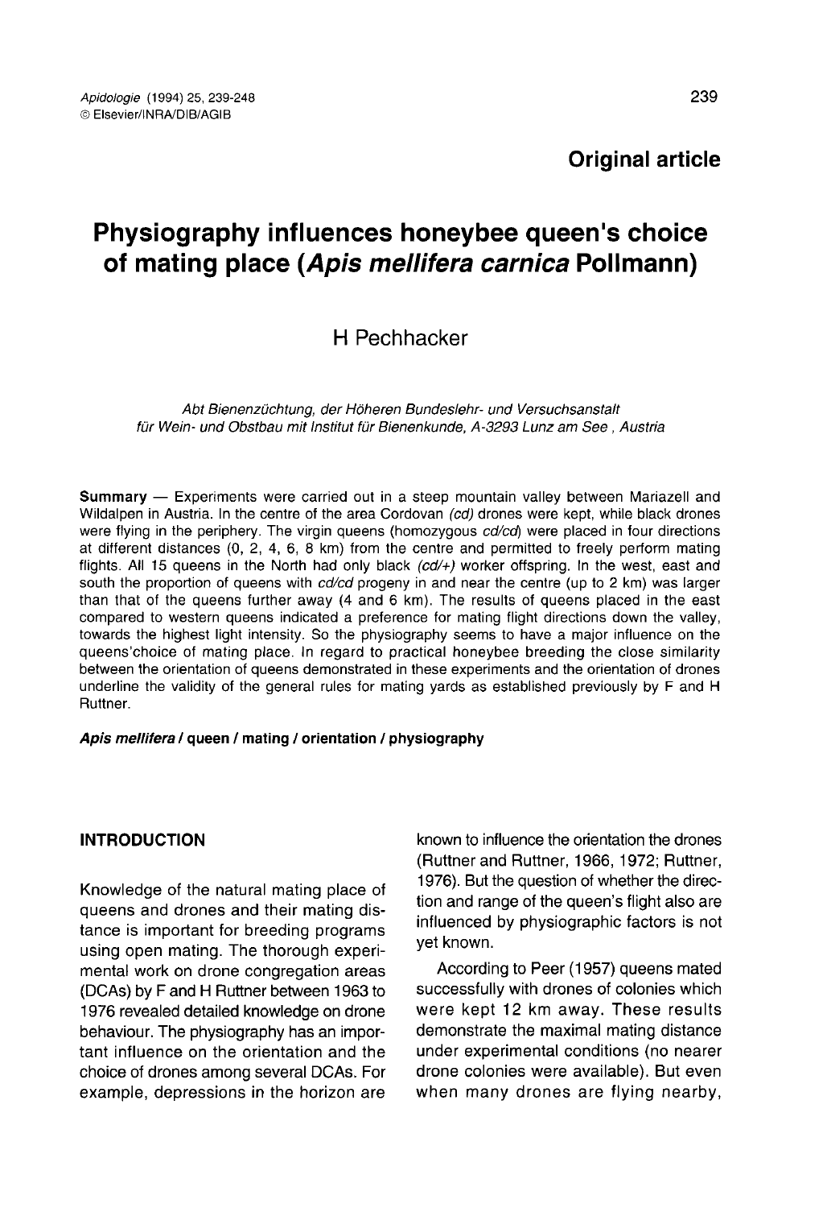**Original article**

# Physiography influences honeybee queen's choice of mating place (*Apis mellifera carnica* Pollmann)

H Pechhacker

*Abt Bienenzüchtung, der Höheren Bundeslehr- und Versuchsanstalt für Wein- und Obstbau mit Institut für Bienenkunde, A-3293 Lunz am See , Austria*

**Summary** — Experiments were carried out in a steep mountain valley between Mariazell and Wildalpen in Austria. In the centre of the area Cordovan *(cd)* drones were kept, while black drones were flying in the periphery. The virgin queens (homozygous *cd/cd*) were placed in four directions at different distances (0, 2, 4, 6, 8 km) from the centre and permitted to freely perform mating flights. All 15 queens in the North had only black *(cd/+)* worker offspring. In the west, east and south the proportion of queens with *cd/cd* progeny in and near the centre (up to 2 km) was larger than that of the queens further away (4 and 6 km). The results of queens placed in the east compared to western queens indicated a preference for mating flight directions down the valley, towards the highest light intensity. So the physiography seems to have a major influence on the queens'choice of mating place. In regard to practical honeybee breeding the close similarity between the orientation of queens demonstrated in these experiments and the orientation of drones underline the validity of the general rules for mating yards as established previously by F and H Ruttner.

***Apis mellifera* / queen / mating / orientation / physiography**

## INTRODUCTION

Knowledge of the natural mating place of queens and drones and their mating distance is important for breeding programs using open mating. The thorough experimental work on drone congregation areas (DCAs) by F and H Ruttner between 1963 to 1976 revealed detailed knowledge on drone behaviour. The physiography has an important influence on the orientation and the choice of drones among several DCAs. For example, depressions in the horizon are known to influence the orientation the drones (Ruttner and Ruttner, 1966, 1972; Ruttner, 1976). But the question of whether the direction and range of the queen's flight also are influenced by physiographic factors is not yet known.

According to Peer (1957) queens mated successfully with drones of colonies which were kept 12 km away. These results demonstrate the maximal mating distance under experimental conditions (no nearer drone colonies were available). But even when many drones are flying nearby,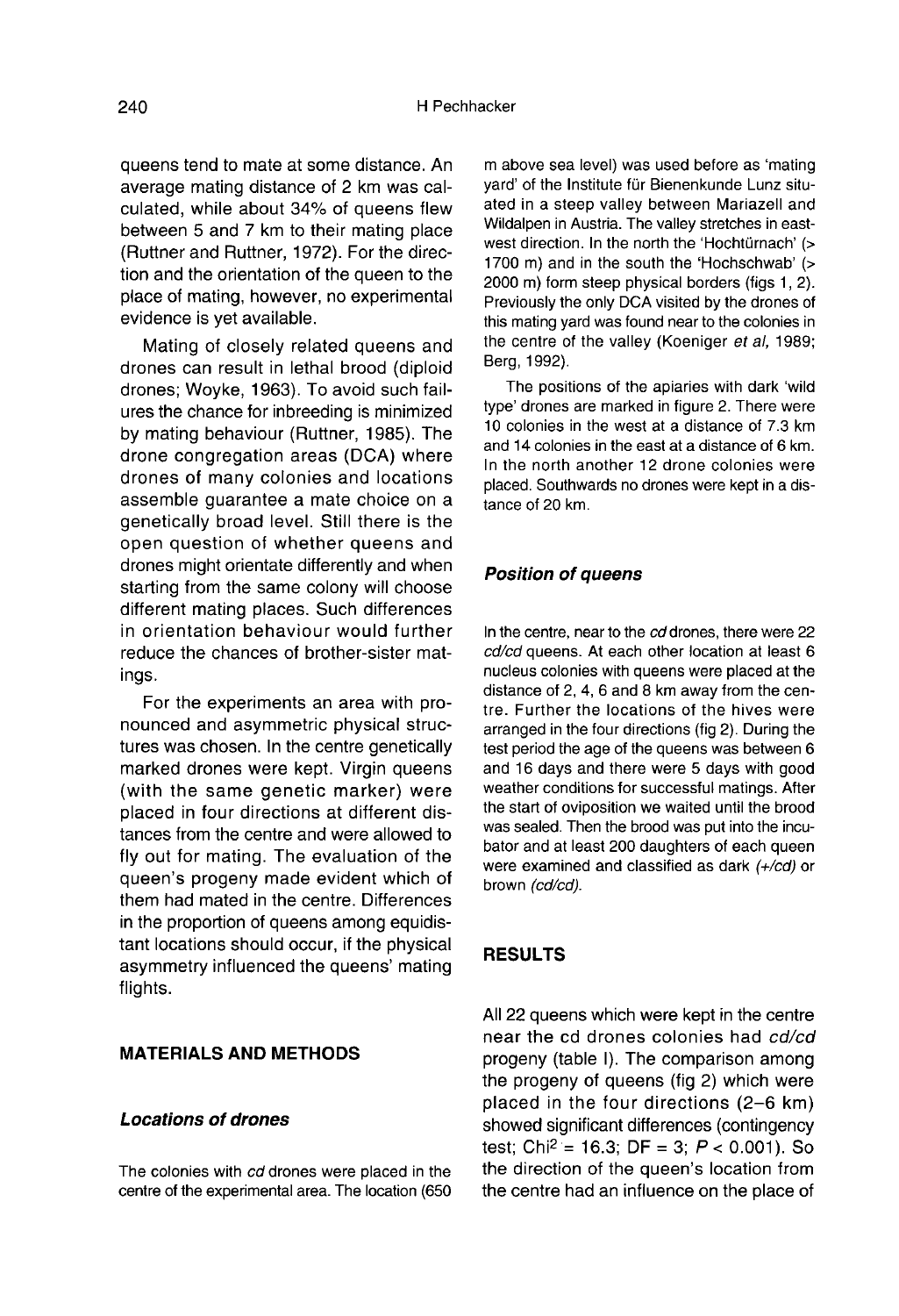queens tend to mate at some distance. An average mating distance of 2 km was calculated, while about 34% of queens flew between 5 and 7 km to their mating place (Ruttner and Ruttner, 1972). For the direction and the orientation of the queen to the place of mating, however, no experimental evidence is yet available.

Mating of closely related queens and drones can result in lethal brood (diploid drones; Woyke, 1963). To avoid such failures the chance for inbreeding is minimized by mating behaviour (Ruttner, 1985). The drone congregation areas (DCA) where drones of many colonies and locations assemble guarantee a mate choice on a genetically broad level. Still there is the open question of whether queens and drones might orientate differently and when starting from the same colony will choose different mating places. Such differences in orientation behaviour would further reduce the chances of brother-sister matings.

For the experiments an area with pronounced and asymmetric physical structures was chosen. In the centre genetically marked drones were kept. Virgin queens (with the same genetic marker) were placed in four directions at different distances from the centre and were allowed to fly out for mating. The evaluation of the queen's progeny made evident which of them had mated in the centre. Differences in the proportion of queens among equidistant locations should occur, if the physical asymmetry influenced the queens' mating flights.

## MATERIALS AND METHODS

### Locations of drones

The colonies with *cd* drones were placed in the centre of the experimental area. The location (650 m above sea level) was used before as 'mating yard' of the Institute für Bienenkunde Lunz situated in a steep valley between Mariazell and Wildalpen in Austria. The valley stretches in east-west direction. In the north the 'Hochtürnach' (> 1700 m) and in the south the 'Hochschwab' (> 2000 m) form steep physical borders (figs 1, 2). Previously the only DCA visited by the drones of this mating yard was found near to the colonies in the centre of the valley (Koeniger *et al*, 1989; Berg, 1992).

The positions of the apiaries with dark 'wild type' drones are marked in figure 2. There were 10 colonies in the west at a distance of 7.3 km and 14 colonies in the east at a distance of 6 km. In the north another 12 drone colonies were placed. Southwards no drones were kept in a distance of 20 km.

### Position of queens

In the centre, near to the *cd* drones, there were 22 *cd/cd* queens. At each other location at least 6 nucleus colonies with queens were placed at the distance of 2, 4, 6 and 8 km away from the centre. Further the locations of the hives were arranged in the four directions (fig 2). During the test period the age of the queens was between 6 and 16 days and there were 5 days with good weather conditions for successful matings. After the start of oviposition we waited until the brood was sealed. Then the brood was put into the incubator and at least 200 daughters of each queen were examined and classified as dark (*+/cd*) or brown (*cd/cd*).

## RESULTS

All 22 queens which were kept in the centre near the cd drones colonies had *cd/cd* progeny (table I). The comparison among the progeny of queens (fig 2) which were placed in the four directions (2–6 km) showed significant differences (contingency test; $\text{Chi}^2 = 16.3$; $DF = 3$; $P < 0.001$). So the direction of the queen's location from the centre had an influence on the place of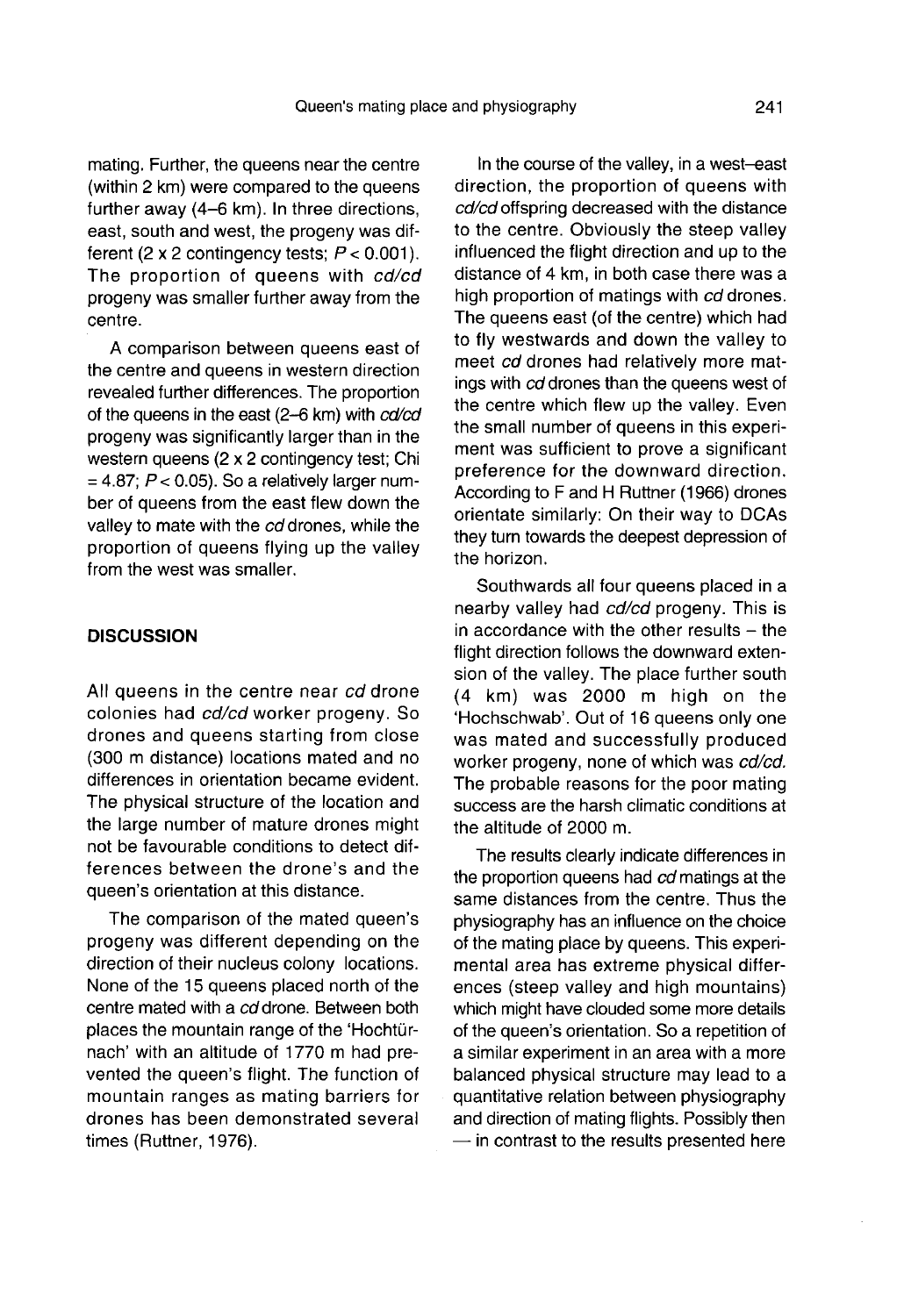mating. Further, the queens near the centre (within 2 km) were compared to the queens further away (4–6 km). In three directions, east, south and west, the progeny was different (2 x 2 contingency tests; $P < 0.001$). The proportion of queens with *cd/cd* progeny was smaller further away from the centre.

A comparison between queens east of the centre and queens in western direction revealed further differences. The proportion of the queens in the east (2–6 km) with *cd/cd* progeny was significantly larger than in the western queens (2 x 2 contingency test; Chi = 4.87; $P < 0.05$). So a relatively larger number of queens from the east flew down the valley to mate with the *cd* drones, while the proportion of queens flying up the valley from the west was smaller.

## DISCUSSION

All queens in the centre near *cd* drone colonies had *cd/cd* worker progeny. So drones and queens starting from close (300 m distance) locations mated and no differences in orientation became evident. The physical structure of the location and the large number of mature drones might not be favourable conditions to detect differences between the drone's and the queen's orientation at this distance.

The comparison of the mated queen's progeny was different depending on the direction of their nucleus colony locations. None of the 15 queens placed north of the centre mated with a *cd* drone. Between both places the mountain range of the 'Hochtürnach' with an altitude of 1770 m had prevented the queen's flight. The function of mountain ranges as mating barriers for drones has been demonstrated several times (Ruttner, 1976).

In the course of the valley, in a west–east direction, the proportion of queens with *cd/cd* offspring decreased with the distance to the centre. Obviously the steep valley influenced the flight direction and up to the distance of 4 km, in both case there was a high proportion of matings with *cd* drones. The queens east (of the centre) which had to fly westwards and down the valley to meet *cd* drones had relatively more matings with *cd* drones than the queens west of the centre which flew up the valley. Even the small number of queens in this experiment was sufficient to prove a significant preference for the downward direction. According to F and H Ruttner (1966) drones orientate similarly: On their way to DCAs they turn towards the deepest depression of the horizon.

Southwards all four queens placed in a nearby valley had *cd/cd* progeny. This is in accordance with the other results – the flight direction follows the downward extension of the valley. The place further south (4 km) was 2000 m high on the 'Hochschwab'. Out of 16 queens only one was mated and successfully produced worker progeny, none of which was *cd/cd*. The probable reasons for the poor mating success are the harsh climatic conditions at the altitude of 2000 m.

The results clearly indicate differences in the proportion queens had *cd* matings at the same distances from the centre. Thus the physiography has an influence on the choice of the mating place by queens. This experimental area has extreme physical differences (steep valley and high mountains) which might have clouded some more details of the queen's orientation. So a repetition of a similar experiment in an area with a more balanced physical structure may lead to a quantitative relation between physiography and direction of mating flights. Possibly then — in contrast to the results presented here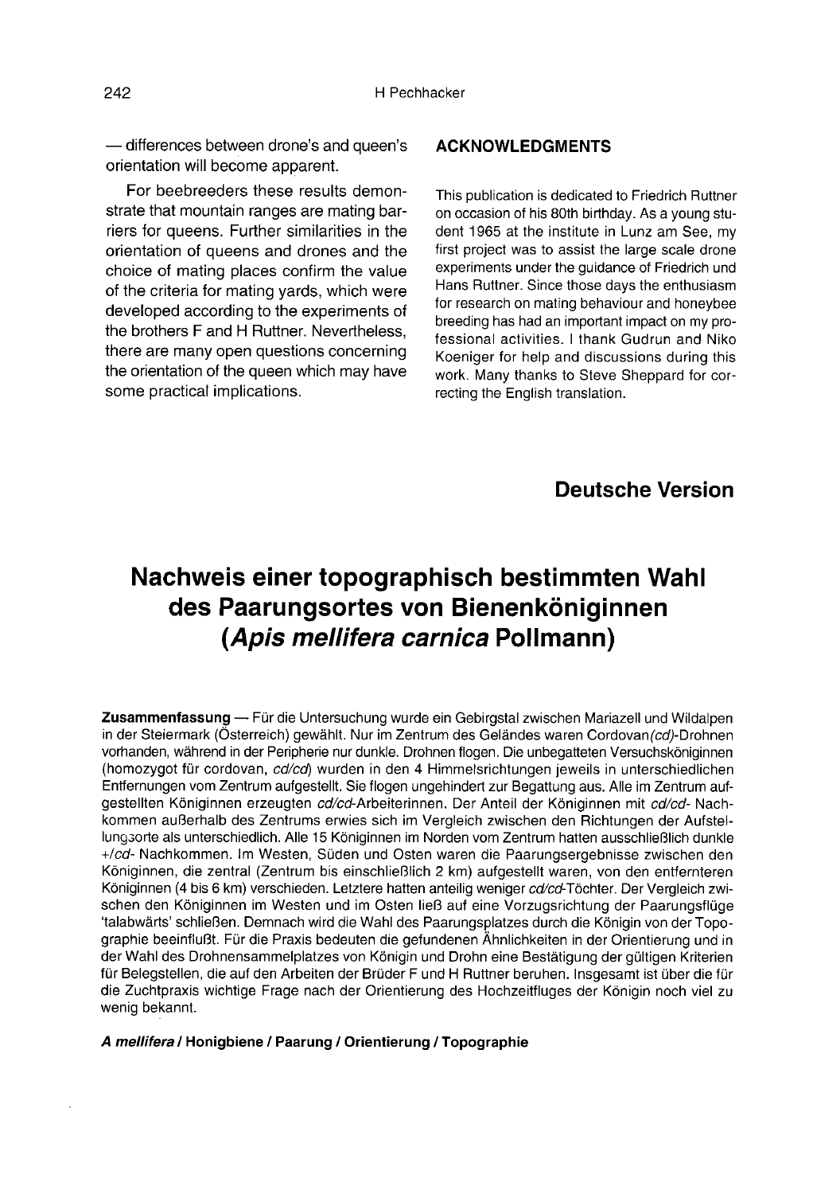— differences between drone's and queen's orientation will become apparent.

For beebreeders these results demonstrate that mountain ranges are mating barriers for queens. Further similarities in the orientation of queens and drones and the choice of mating places confirm the value of the criteria for mating yards, which were developed according to the experiments of the brothers F and H Ruttner. Nevertheless, there are many open questions concerning the orientation of the queen which may have some practical implications.

## ACKNOWLEDGMENTS

This publication is dedicated to Friedrich Ruttner on occasion of his 80th birthday. As a young student 1965 at the institute in Lunz am See, my first project was to assist the large scale drone experiments under the guidance of Friedrich und Hans Ruttner. Since those days the enthusiasm for research on mating behaviour and honeybee breeding has had an important impact on my professional activities. I thank Gudrun and Niko Koeniger for help and discussions during this work. Many thanks to Steve Sheppard for correcting the English translation.

## Deutsche Version

# Nachweis einer topographisch bestimmten Wahl des Paarungsortes von Bienenköniginnen (*Apis mellifera carnica* Pollmann)

**Zusammenfassung** — Für die Untersuchung wurde ein Gebirgstal zwischen Mariazell und Wildalpen in der Steiermark (Österreich) gewählt. Nur im Zentrum des Geländes waren Cordovan*(cd)*-Drohnen vorhanden, während in der Peripherie nur dunkle. Drohnen flogen. Die unbegatteten Versuchsköniginnen (homozygot für cordovan, *cd/cd*) wurden in den 4 Himmelsrichtungen jeweils in unterschiedlichen Entfernungen vom Zentrum aufgestellt. Sie flogen ungehindert zur Begattung aus. Alle im Zentrum aufgestellten Königinnen erzeugten *cd/cd*-Arbeiterinnen. Der Anteil der Königinnen mit *cd/cd*- Nachkommen außerhalb des Zentrums erwies sich im Vergleich zwischen den Richtungen der Aufstellungsorte als unterschiedlich. Alle 15 Königinnen im Norden vom Zentrum hatten ausschließlich dunkle *+/cd*- Nachkommen. Im Westen, Süden und Osten waren die Paarungsergebnisse zwischen den Königinnen, die zentral (Zentrum bis einschließlich 2 km) aufgestellt waren, von den entfernteren Königinnen (4 bis 6 km) verschieden. Letztere hatten anteilig weniger *cd/cd*-Töchter. Der Vergleich zwischen den Königinnen im Westen und im Osten ließ auf eine Vorzugsrichtung der Paarungsflüge 'talabwärts' schließen. Demnach wird die Wahl des Paarungsplatzes durch die Königin von der Topographie beeinflußt. Für die Praxis bedeuten die gefundenen Ähnlichkeiten in der Orientierung und in der Wahl des Drohnensammelplatzes von Königin und Drohn eine Bestätigung der gültigen Kriterien für Belegstellen, die auf den Arbeiten der Brüder F und H Ruttner beruhen. Insgesamt ist über die für die Zuchtpraxis wichtige Frage nach der Orientierung des Hochzeitfluges der Königin noch viel zu wenig bekannt.

***A mellifera* / Honigbiene / Paarung / Orientierung / Topographie**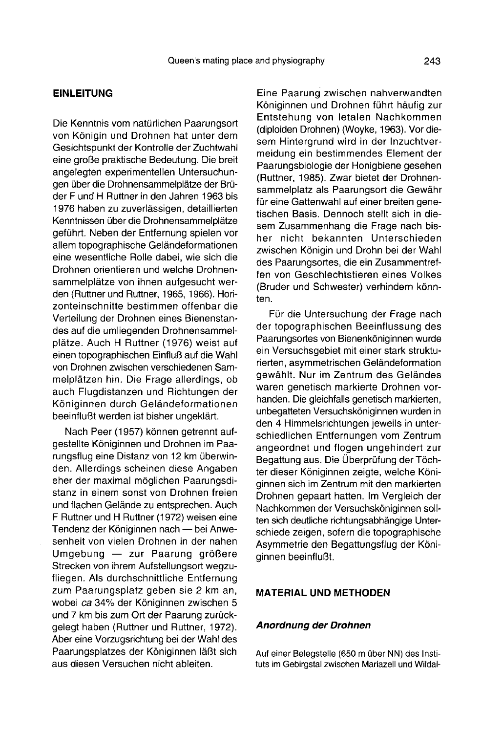## EINLEITUNG

Die Kenntnis vom natürlichen Paarungsort von Königin und Drohnen hat unter dem Gesichtspunkt der Kontrolle der Zuchtwahl eine große praktische Bedeutung. Die breit angelegten experimentellen Untersuchungen über die Drohnensammelplätze der Brüder F und H Ruttner in den Jahren 1963 bis 1976 haben zu zuverlässigen, detaillierten Kenntnissen über die Drohnensammelplätze geführt. Neben der Entfernung spielen vor allem topographische Geländeformationen eine wesentliche Rolle dabei, wie sich die Drohnen orientieren und welche Drohnensammelplätze von ihnen aufgesucht werden (Ruttner und Ruttner, 1965, 1966). Horizonteinschnitte bestimmen offenbar die Verteilung der Drohnen eines Bienenstandes auf die umliegenden Drohnensammelplätze. Auch H Ruttner (1976) weist auf einen topographischen Einfluß auf die Wahl von Drohnen zwischen verschiedenen Sammelplätzen hin. Die Frage allerdings, ob auch Flugdistanzen und Richtungen der Königinnen durch Geländeformationen beeinflußt werden ist bisher ungeklärt.

Nach Peer (1957) können getrennt aufgestellte Königinnen und Drohnen im Paarungsflug eine Distanz von 12 km überwinden. Allerdings scheinen diese Angaben eher der maximal möglichen Paarungsdistanz in einem sonst von Drohnen freien und flachen Gelände zu entsprechen. Auch F Ruttner und H Ruttner (1972) weisen eine Tendenz der Königinnen nach — bei Anwesenheit von vielen Drohnen in der nahen Umgebung — zur Paarung größere Strecken von ihrem Aufstellungsort wegzufliegen. Als durchschnittliche Entfernung zum Paarungsplatz geben sie 2 km an, wobei *ca* 34% der Königinnen zwischen 5 und 7 km bis zum Ort der Paarung zurückgelegt haben (Ruttner und Ruttner, 1972). Aber eine Vorzugsrichtung bei der Wahl des Paarungsplatzes der Königinnen läßt sich aus diesen Versuchen nicht ableiten.

Eine Paarung zwischen nahverwandten Königinnen und Drohnen führt häufig zur Entstehung von letalen Nachkommen (diploiden Drohnen) (Woyke, 1963). Vor diesem Hintergrund wird in der Inzuchtvermeidung ein bestimmendes Element der Paarungsbiologie der Honigbiene gesehen (Ruttner, 1985). Zwar bietet der Drohnensammelplatz als Paarungsort die Gewähr für eine Gattenwahl auf einer breiten genetischen Basis. Dennoch stellt sich in diesem Zusammenhang die Frage nach bisher nicht bekannten Unterschieden zwischen Königin und Drohn bei der Wahl des Paarungsortes, die ein Zusammentreffen von Geschlechtstieren eines Volkes (Bruder und Schwester) verhindern könnten.

Für die Untersuchung der Frage nach der topographischen Beeinflussung des Paarungsortes von Bienenköniginnen wurde ein Versuchsgebiet mit einer stark strukturierten, asymmetrischen Geländeformation gewählt. Nur im Zentrum des Geländes waren genetisch markierte Drohnen vorhanden. Die gleichfalls genetisch markierten, unbegatteten Versuchsköniginnen wurden in den 4 Himmelsrichtungen jeweils in unterschiedlichen Entfernungen vom Zentrum angeordnet und flogen ungehindert zur Begattung aus. Die Überprüfung der Töchter dieser Königinnen zeigte, welche Königinnen sich im Zentrum mit den markierten Drohnen gepaart hatten. Im Vergleich der Nachkommen der Versuchsköniginnen sollten sich deutliche richtungsabhängige Unterschiede zeigen, sofern die topographische Asymmetrie den Begattungsflug der Königinnen beeinflußt.

## MATERIAL UND METHODEN

### *Anordnung der Drohnen*

Auf einer Belegstelle (650 m über NN) des Instituts im Gebirgstal zwischen Mariazell und Wildal-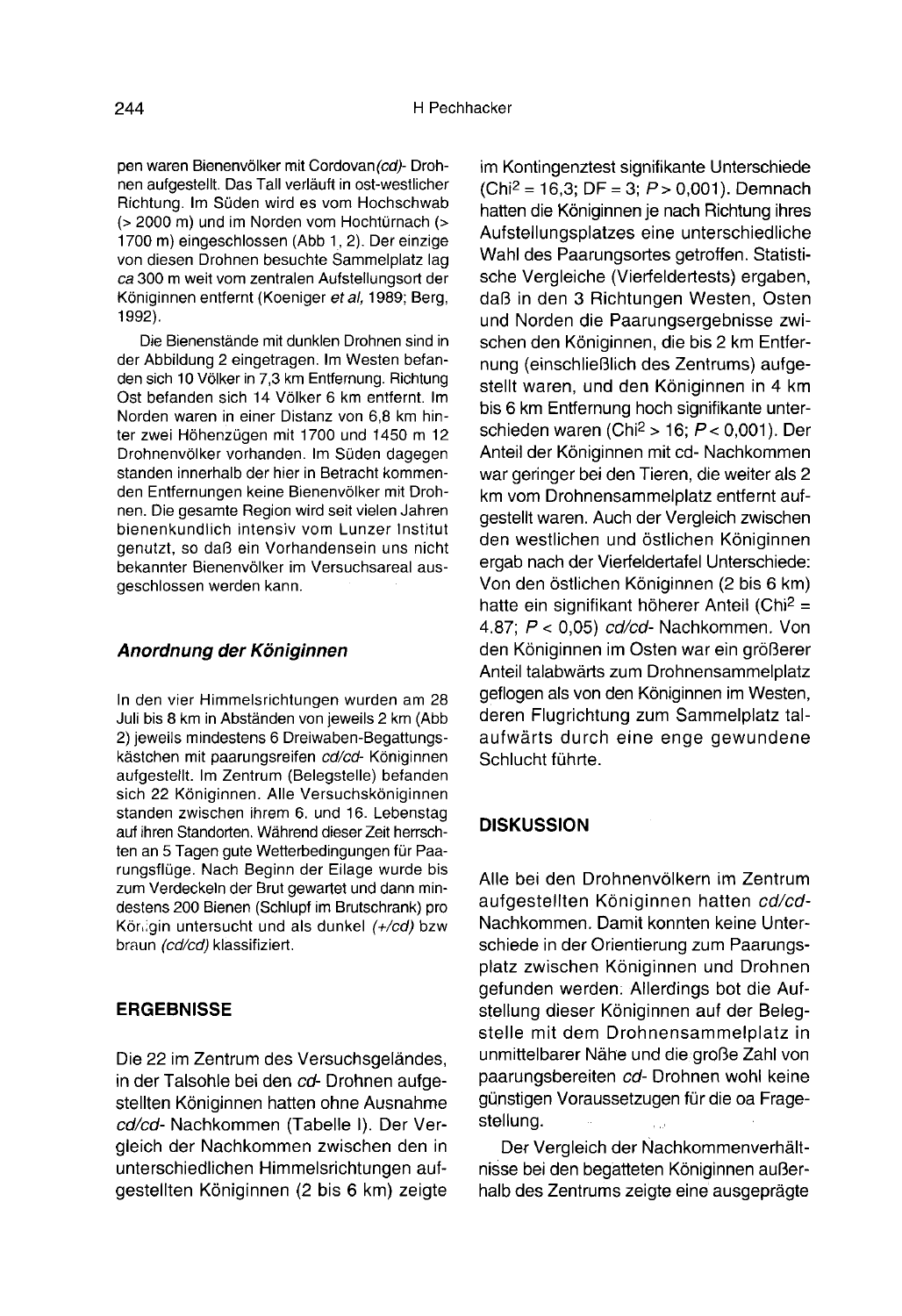pen waren Bienenvölker mit Cordovan*(cd)*- Drohnen aufgestellt. Das Tall verläuft in ost-westlicher Richtung. Im Süden wird es vom Hochschwab (> 2000 m) und im Norden vom Hochtürnach (> 1700 m) eingeschlossen (Abb 1, 2). Der einzige von diesen Drohnen besuchte Sammelplatz lag *ca* 300 m weit vom zentralen Aufstellungsort der Königinnen entfernt (Koeniger *et al*, 1989; Berg, 1992).

Die Bienenstände mit dunklen Drohnen sind in der Abbildung 2 eingetragen. Im Westen befanden sich 10 Völker in 7,3 km Entfernung. Richtung Ost befanden sich 14 Völker 6 km entfernt. Im Norden waren in einer Distanz von 6,8 km hinter zwei Höhenzügen mit 1700 und 1450 m 12 Drohnenvölker vorhanden. Im Süden dagegen standen innerhalb der hier in Betracht kommenden Entfernungen keine Bienenvölker mit Drohnen. Die gesamte Region wird seit vielen Jahren bienenkundlich intensiv vom Lunzer Institut genutzt, so daß ein Vorhandensein uns nicht bekannter Bienenvölker im Versuchsareal ausgeschlossen werden kann.

### Anordnung der Königinnen

In den vier Himmelsrichtungen wurden am 28 Juli bis 8 km in Abständen von jeweils 2 km (Abb 2) jeweils mindestens 6 Dreiwaben-Begattungskästchen mit paarungsreifen *cd/cd*- Königinnen aufgestellt. Im Zentrum (Belegstelle) befanden sich 22 Königinnen. Alle Versuchsköniginnen standen zwischen ihrem 6. und 16. Lebenstag auf ihren Standorten. Während dieser Zeit herrschten an 5 Tagen gute Wetterbedingungen für Paarungsflüge. Nach Beginn der Eilage wurde bis zum Verdeckeln der Brut gewartet und dann mindestens 200 Bienen (Schlupf im Brutschrank) pro Königin untersucht und als dunkel *(+/cd)* bzw braun *(cd/cd)* klassifiziert.

## ERGEBNISSE

Die 22 im Zentrum des Versuchsgeländes, in der Talsohle bei den *cd*- Drohnen aufgestellten Königinnen hatten ohne Ausnahme *cd/cd*- Nachkommen (Tabelle I). Der Vergleich der Nachkommen zwischen den in unterschiedlichen Himmelsrichtungen aufgestellten Königinnen (2 bis 6 km) zeigte im Kontingenztest signifikante Unterschiede ($Chi^2 = 16{,}3$; $DF = 3$; $P > 0{,}001$). Demnach hatten die Königinnen je nach Richtung ihres Aufstellungsplatzes eine unterschiedliche Wahl des Paarungsortes getroffen. Statistische Vergleiche (Vierfeldertests) ergaben, daß in den 3 Richtungen Westen, Osten und Norden die Paarungsergebnisse zwischen den Königinnen, die bis 2 km Entfernung (einschließlich des Zentrums) aufgestellt waren, und den Königinnen in 4 km bis 6 km Entfernung hoch signifikante unterschieden waren ($Chi^2 > 16$; $P < 0{,}001$). Der Anteil der Königinnen mit cd- Nachkommen war geringer bei den Tieren, die weiter als 2 km vom Drohnensammelplatz entfernt aufgestellt waren. Auch der Vergleich zwischen den westlichen und östlichen Königinnen ergab nach der Vierfeldertafel Unterschiede: Von den östlichen Königinnen (2 bis 6 km) hatte ein signifikant höherer Anteil ($Chi^2 = 4.87$; $P < 0{,}05$) *cd/cd*- Nachkommen. Von den Königinnen im Osten war ein größerer Anteil talabwärts zum Drohnensammelplatz geflogen als von den Königinnen im Westen, deren Flugrichtung zum Sammelplatz talaufwärts durch eine enge gewundene Schlucht führte.

## DISKUSSION

Alle bei den Drohnenvölkern im Zentrum aufgestellten Königinnen hatten *cd/cd*- Nachkommen. Damit konnten keine Unterschiede in der Orientierung zum Paarungsplatz zwischen Königinnen und Drohnen gefunden werden. Allerdings bot die Aufstellung dieser Königinnen auf der Belegstelle mit dem Drohnensammelplatz in unmittelbarer Nähe und die große Zahl von paarungsbereiten *cd*- Drohnen wohl keine günstigen Voraussetzugen für die oa Fragestellung.

Der Vergleich der Nachkommenverhältnisse bei den begatteten Königinnen außerhalb des Zentrums zeigte eine ausgeprägte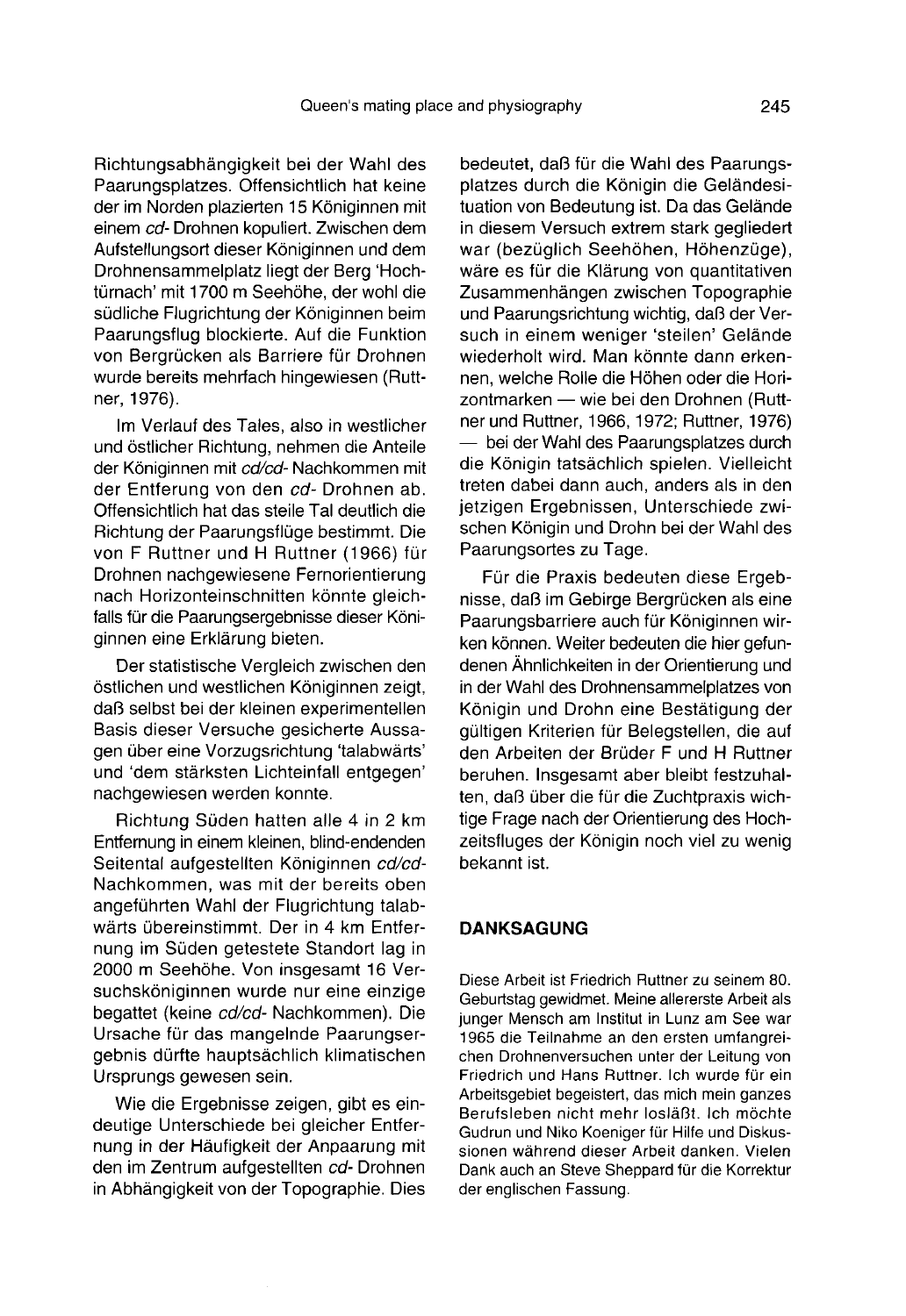Richtungsabhängigkeit bei der Wahl des Paarungsplatzes. Offensichtlich hat keine der im Norden plazierten 15 Königinnen mit einem *cd*- Drohnen kopuliert. Zwischen dem Aufstellungsort dieser Königinnen und dem Drohnensammelplatz liegt der Berg 'Hochtürnach' mit 1700 m Seehöhe, der wohl die südliche Flugrichtung der Königinnen beim Paarungsflug blockierte. Auf die Funktion von Bergrücken als Barriere für Drohnen wurde bereits mehrfach hingewiesen (Ruttner, 1976).

Im Verlauf des Tales, also in westlicher und östlicher Richtung, nehmen die Anteile der Königinnen mit *cd/cd*- Nachkommen mit der Entfernung von den *cd*- Drohnen ab. Offensichtlich hat das steile Tal deutlich die Richtung der Paarungsflüge bestimmt. Die von F Ruttner und H Ruttner (1966) für Drohnen nachgewiesene Fernorientierung nach Horizonteinschnitten könnte gleichfalls für die Paarungsergebnisse dieser Königinnen eine Erklärung bieten.

Der statistische Vergleich zwischen den östlichen und westlichen Königinnen zeigt, daß selbst bei der kleinen experimentellen Basis dieser Versuche gesicherte Aussagen über eine Vorzugsrichtung 'talabwärts' und 'dem stärksten Lichteinfall entgegen' nachgewiesen werden konnte.

Richtung Süden hatten alle 4 in 2 km Entfernung in einem kleinen, blind-endenden Seitental aufgestellten Königinnen *cd/cd*-Nachkommen, was mit der bereits oben angeführten Wahl der Flugrichtung talabwärts übereinstimmt. Der in 4 km Entfernung im Süden getestete Standort lag in 2000 m Seehöhe. Von insgesamt 16 Versuchsköniginnen wurde nur eine einzige begattet (keine *cd/cd*- Nachkommen). Die Ursache für das mangelnde Paarungsergebnis dürfte hauptsächlich klimatischen Ursprungs gewesen sein.

Wie die Ergebnisse zeigen, gibt es eindeutige Unterschiede bei gleicher Entfernung in der Häufigkeit der Anpaarung mit den im Zentrum aufgestellten *cd*- Drohnen in Abhängigkeit von der Topographie. Dies bedeutet, daß für die Wahl des Paarungsplatzes durch die Königin die Geländesituation von Bedeutung ist. Da das Gelände in diesem Versuch extrem stark gegliedert war (bezüglich Seehöhen, Höhenzüge), wäre es für die Klärung von quantitativen Zusammenhängen zwischen Topographie und Paarungsrichtung wichtig, daß der Versuch in einem weniger 'steilen' Gelände wiederholt wird. Man könnte dann erkennen, welche Rolle die Höhen oder die Horizontmarken — wie bei den Drohnen (Ruttner und Ruttner, 1966, 1972; Ruttner, 1976) — bei der Wahl des Paarungsplatzes durch die Königin tatsächlich spielen. Vielleicht treten dabei dann auch, anders als in den jetzigen Ergebnissen, Unterschiede zwischen Königin und Drohn bei der Wahl des Paarungsortes zu Tage.

Für die Praxis bedeuten diese Ergebnisse, daß im Gebirge Bergrücken als eine Paarungsbarriere auch für Königinnen wirken können. Weiter bedeuten die hier gefundenen Ähnlichkeiten in der Orientierung und in der Wahl des Drohnensammelplatzes von Königin und Drohn eine Bestätigung der gültigen Kriterien für Belegstellen, die auf den Arbeiten der Brüder F und H Ruttner beruhen. Insgesamt aber bleibt festzuhalten, daß über die für die Zuchtpraxis wichtige Frage nach der Orientierung des Hochzeitsfluges der Königin noch viel zu wenig bekannt ist.

## DANKSAGUNG

Diese Arbeit ist Friedrich Ruttner zu seinem 80. Geburtstag gewidmet. Meine allererste Arbeit als junger Mensch am Institut in Lunz am See war 1965 die Teilnahme an den ersten umfangreichen Drohnenversuchen unter der Leitung von Friedrich und Hans Ruttner. Ich wurde für ein Arbeitsgebiet begeistert, das mich mein ganzes Berufsleben nicht mehr losläßt. Ich möchte Gudrun und Niko Koeniger für Hilfe und Diskussionen während dieser Arbeit danken. Vielen Dank auch an Steve Sheppard für die Korrektur der englischen Fassung.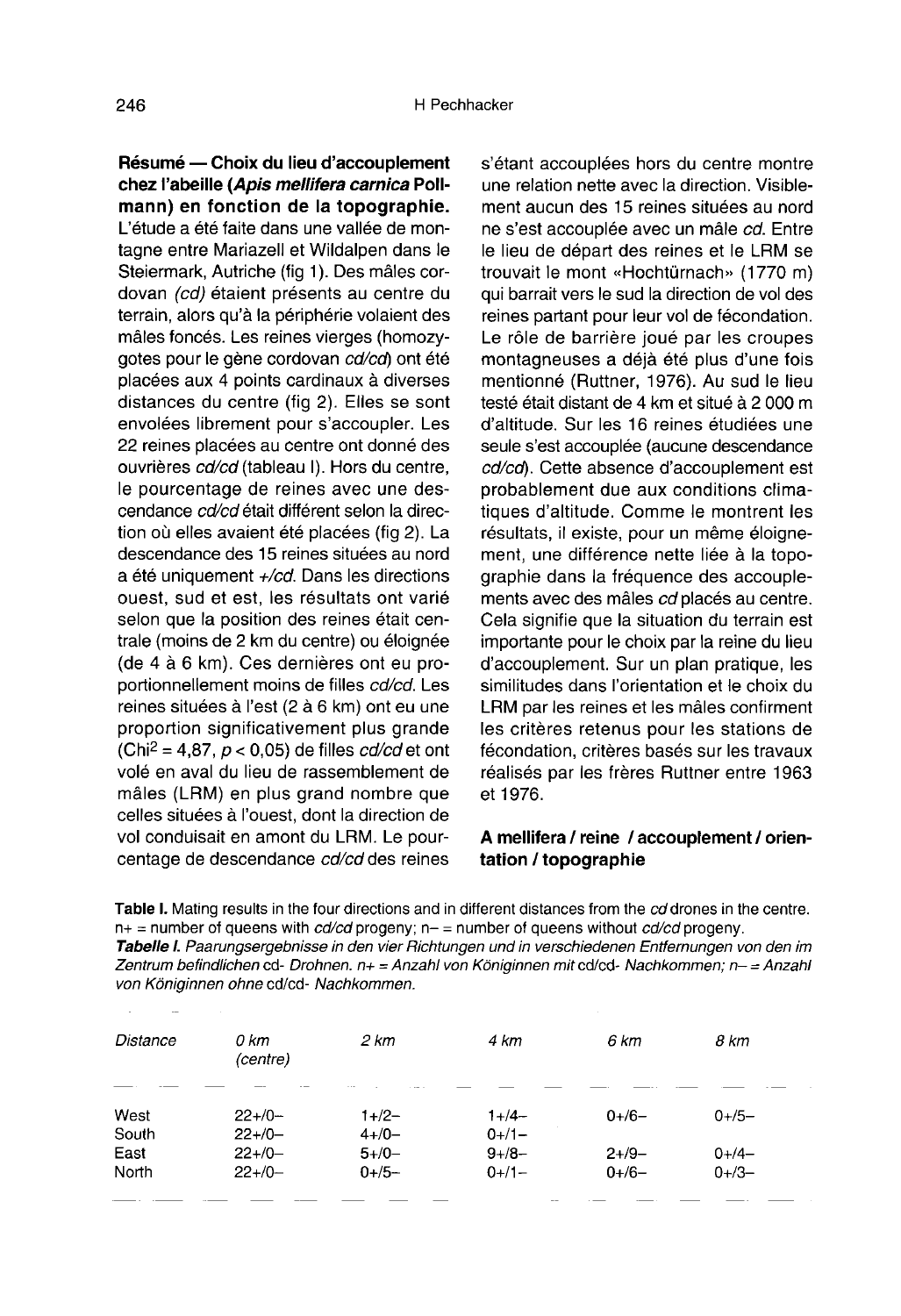**Résumé — Choix du lieu d'accouplement chez l'abeille (*Apis mellifera carnica* Pollmann) en fonction de la topographie.** L'étude a été faite dans une vallée de montagne entre Mariazell et Wildalpen dans le Steiermark, Autriche (fig 1). Des mâles cordovan *(cd)* étaient présents au centre du terrain, alors qu'à la périphérie volaient des mâles foncés. Les reines vierges (homozygotes pour le gène cordovan *cd/cd*) ont été placées aux 4 points cardinaux à diverses distances du centre (fig 2). Elles se sont envolées librement pour s'accoupler. Les 22 reines placées au centre ont donné des ouvrières *cd/cd* (tableau I). Hors du centre, le pourcentage de reines avec une descendance *cd/cd* était différent selon la direction où elles avaient été placées (fig 2). La descendance des 15 reines situées au nord a été uniquement *+/cd*. Dans les directions ouest, sud et est, les résultats ont varié selon que la position des reines était centrale (moins de 2 km du centre) ou éloignée (de 4 à 6 km). Ces dernières ont eu proportionnellement moins de filles *cd/cd*. Les reines situées à l'est (2 à 6 km) ont eu une proportion significativement plus grande ($Chi^2 = 4{,}87$, $p < 0{,}05$) de filles *cd/cd* et ont volé en aval du lieu de rassemblement de mâles (LRM) en plus grand nombre que celles situées à l'ouest, dont la direction de vol conduisait en amont du LRM. Le pourcentage de descendance *cd/cd* des reines s'étant accouplées hors du centre montre une relation nette avec la direction. Visiblement aucun des 15 reines situées au nord ne s'est accouplée avec un mâle *cd*. Entre le lieu de départ des reines et le LRM se trouvait le mont «Hochtürnach» (1770 m) qui barrait vers le sud la direction de vol des reines partant pour leur vol de fécondation. Le rôle de barrière joué par les croupes montagneuses a déjà été plus d'une fois mentionné (Ruttner, 1976). Au sud le lieu testé était distant de 4 km et situé à 2 000 m d'altitude. Sur les 16 reines étudiées une seule s'est accouplée (aucune descendance *cd/cd*). Cette absence d'accouplement est probablement due aux conditions climatiques d'altitude. Comme le montrent les résultats, il existe, pour un même éloignement, une différence nette liée à la topographie dans la fréquence des accouplements avec des mâles *cd* placés au centre. Cela signifie que la situation du terrain est importante pour le choix par la reine du lieu d'accouplement. Sur un plan pratique, les similitudes dans l'orientation et le choix du LRM par les reines et les mâles confirment les critères retenus pour les stations de fécondation, critères basés sur les travaux réalisés par les frères Ruttner entre 1963 et 1976.

**A mellifera / reine / accouplement / orientation / topographie**

**Table I.** Mating results in the four directions and in different distances from the *cd* drones in the centre. n+ = number of queens with *cd/cd* progeny; n– = number of queens without *cd/cd* progeny.

***Tabelle I.*** *Paarungsergebnisse in den vier Richtungen und in verschiedenen Entfernungen von den im Zentrum befindlichen* cd*- Drohnen. n+ = Anzahl von Königinnen mit* cd/cd*- Nachkommen; n– = Anzahl von Königinnen ohne* cd/cd*- Nachkommen.*

| *Distance* | *0 km (centre)* | *2 km* | *4 km* | *6 km* | *8 km* |
|---|---|---|---|---|---|
| West | 22+/0– | 1+/2– | 1+/4– | 0+/6– | 0+/5– |
| South | 22+/0– | 4+/0– | 0+/1– | | |
| East | 22+/0– | 5+/0– | 9+/8– | 2+/9– | 0+/4– |
| North | 22+/0– | 0+/5– | 0+/1– | 0+/6– | 0+/3– |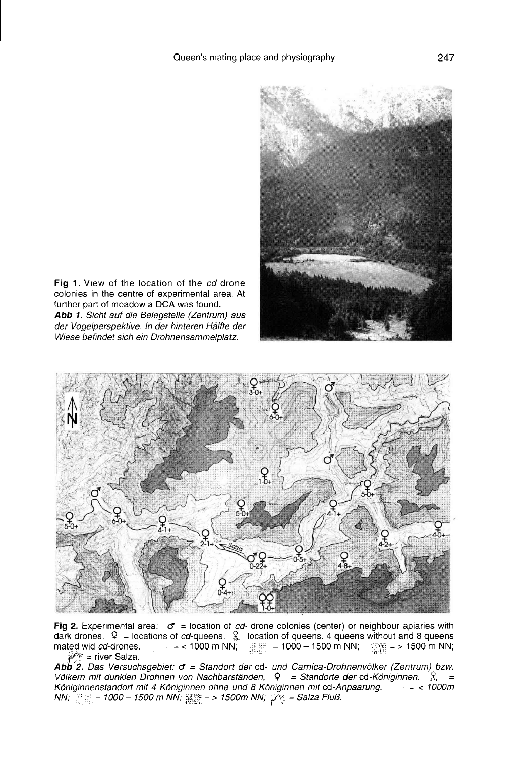**Fig 1.** View of the location of the *cd* drone colonies in the centre of experimental area. At further part of meadow a DCA was found.

***Abb 1.*** *Sicht auf die Belegstelle (Zentrum) aus der Vogelperspektive. In der hinteren Hälfte der Wiese befindet sich ein Drohnensammelplatz.*

**Fig 2.** Experimental area: ♂ = location of *cd*- drone colonies (center) or neighbour apiaries with dark drones. ♀ = locations of *cd*-queens. ⚲ location of queens, 4 queens without and 8 queens mated wid *cd*-drones. = < 1000 m NN; = 1000 – 1500 m NN; = > 1500 m NN; = river Salza.

***Abb 2.*** *Das Versuchsgebiet: ♂ = Standort der* cd- *und Carnica-Drohnenvölker (Zentrum) bzw. Völkern mit dunklen Drohnen von Nachbarständen, ♀ = Standorte der* cd-*Königinnen. ⚲ = Königinnenstandort mit 4 Königinnen ohne und 8 Königinnen mit* cd-*Anpaarung. = < 1000m NN; = 1000 – 1500 m NN; = > 1500m NN; = Salza Fluß.*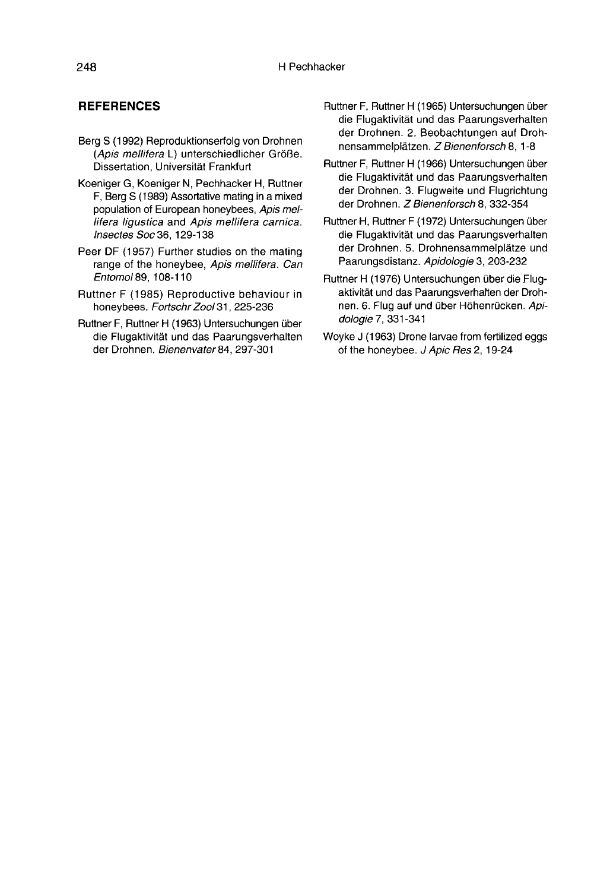## REFERENCES

Berg S (1992) Reproduktionserfolg von Drohnen (*Apis mellifera* L) unterschiedlicher Größe. Dissertation, Universität Frankfurt

Koeniger G, Koeniger N, Pechhacker H, Ruttner F, Berg S (1989) Assortative mating in a mixed population of European honeybees, *Apis mellifera ligustica* and *Apis mellifera carnica*. *Insectes Soc* 36, 129-138

Peer DF (1957) Further studies on the mating range of the honeybee, *Apis mellifera*. *Can Entomol* 89, 108-110

Ruttner F (1985) Reproductive behaviour in honeybees. *Fortschr Zool* 31, 225-236

Ruttner F, Ruttner H (1963) Untersuchungen über die Flugaktivität und das Paarungsverhalten der Drohnen. *Bienenvater* 84, 297-301

Ruttner F, Ruttner H (1965) Untersuchungen über die Flugaktivität und das Paarungsverhalten der Drohnen. 2. Beobachtungen auf Drohnensammelplätzen. *Z Bienenforsch* 8, 1-8

Ruttner F, Ruttner H (1966) Untersuchungen über die Flugaktivität und das Paarungsverhalten der Drohnen. 3. Flugweite und Flugrichtung der Drohnen. *Z Bienenforsch* 8, 332-354

Ruttner H, Ruttner F (1972) Untersuchungen über die Flugaktivität und das Paarungsverhalten der Drohnen. 5. Drohnensammelplätze und Paarungsdistanz. *Apidologie* 3, 203-232

Ruttner H (1976) Untersuchungen über die Flugaktivität und das Paarungsverhalten der Drohnen. 6. Flug auf und über Höhenrücken. *Apidologie* 7, 331-341

Woyke J (1963) Drone larvae from fertilized eggs of the honeybee. *J Apic Res* 2, 19-24